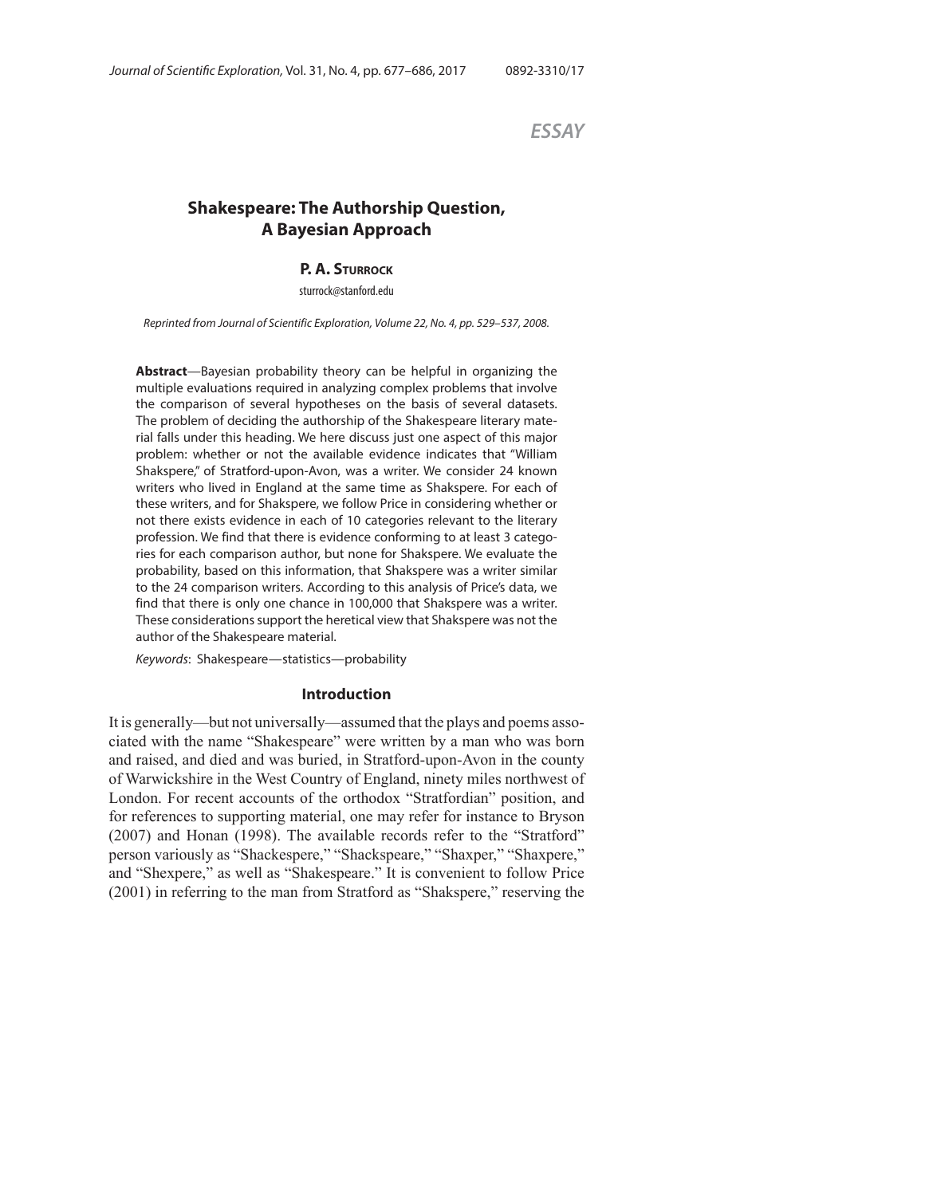*ESSAY*

# Shakespeare: The Authorship Question, A Bayesian Approach

**P. A. Sturrock**

sturrock@stanford.edu

*Reprinted from Journal of Scientific Exploration, Volume 22, No. 4, pp. 529–537, 2008.*

**Abstract**—Bayesian probability theory can be helpful in organizing the multiple evaluations required in analyzing complex problems that involve the comparison of several hypotheses on the basis of several datasets. The problem of deciding the authorship of the Shakespeare literary material falls under this heading. We here discuss just one aspect of this major problem: whether or not the available evidence indicates that "William Shakspere," of Stratford-upon-Avon, was a writer. We consider 24 known writers who lived in England at the same time as Shakspere. For each of these writers, and for Shakspere, we follow Price in considering whether or not there exists evidence in each of 10 categories relevant to the literary profession. We find that there is evidence conforming to at least 3 categories for each comparison author, but none for Shakspere. We evaluate the probability, based on this information, that Shakspere was a writer similar to the 24 comparison writers. According to this analysis of Price's data, we find that there is only one chance in 100,000 that Shakspere was a writer. These considerations support the heretical view that Shakspere was not the author of the Shakespeare material.

*Keywords*: Shakespeare—statistics—probability

## Introduction

It is generally—but not universally—assumed that the plays and poems associated with the name "Shakespeare" were written by a man who was born and raised, and died and was buried, in Stratford-upon-Avon in the county of Warwickshire in the West Country of England, ninety miles northwest of London. For recent accounts of the orthodox "Stratfordian" position, and for references to supporting material, one may refer for instance to Bryson (2007) and Honan (1998). The available records refer to the "Stratford" person variously as "Shackespere," "Shackspeare," "Shaxper," "Shaxpere," and "Shexpere," as well as "Shakespeare." It is convenient to follow Price (2001) in referring to the man from Stratford as "Shakspere," reserving the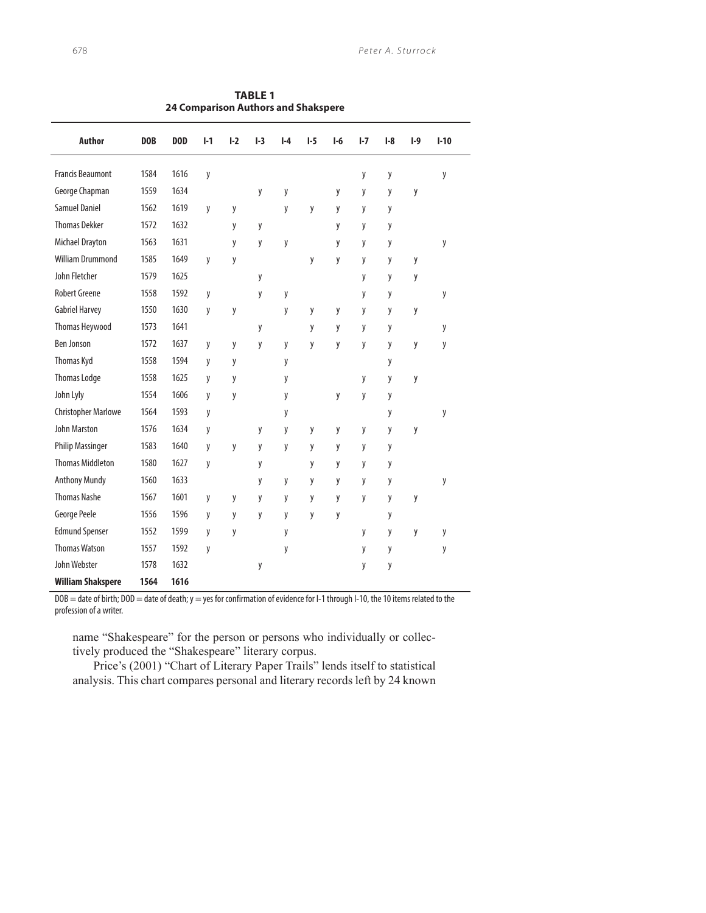**TABLE 1**
**24 Comparison Authors and Shakspere**

| Author | DOB | DOD | I-1 | I-2 | I-3 | I-4 | I-5 | I-6 | I-7 | I-8 | I-9 | I-10 |
|---|---|---|---|---|---|---|---|---|---|---|---|---|
| Francis Beaumont | 1584 | 1616 | y | | | | | | y | y | | y |
| George Chapman | 1559 | 1634 | | | y | y | | y | y | y | y | |
| Samuel Daniel | 1562 | 1619 | y | y | | y | y | y | y | y | | |
| Thomas Dekker | 1572 | 1632 | | y | y | | | y | y | y | | |
| Michael Drayton | 1563 | 1631 | | y | y | y | | y | y | y | | y |
| William Drummond | 1585 | 1649 | y | y | | | y | y | y | y | y | |
| John Fletcher | 1579 | 1625 | | | y | | | | y | y | y | |
| Robert Greene | 1558 | 1592 | y | | y | y | | | y | y | | y |
| Gabriel Harvey | 1550 | 1630 | y | y | | y | y | y | y | y | y | |
| Thomas Heywood | 1573 | 1641 | | | y | | y | y | y | y | | y |
| Ben Jonson | 1572 | 1637 | y | y | y | y | y | y | y | y | y | y |
| Thomas Kyd | 1558 | 1594 | y | y | | y | | | | y | | |
| Thomas Lodge | 1558 | 1625 | y | y | | y | | | y | y | y | |
| John Lyly | 1554 | 1606 | y | y | | y | | y | y | y | | |
| Christopher Marlowe | 1564 | 1593 | y | | | y | | | | y | | y |
| John Marston | 1576 | 1634 | y | | y | y | y | y | y | y | y | |
| Philip Massinger | 1583 | 1640 | y | y | y | y | y | y | y | y | | |
| Thomas Middleton | 1580 | 1627 | y | | y | | y | y | y | y | | |
| Anthony Mundy | 1560 | 1633 | | | y | y | y | y | y | y | | y |
| Thomas Nashe | 1567 | 1601 | y | y | y | y | y | y | y | y | y | |
| George Peele | 1556 | 1596 | y | y | y | y | y | y | | y | | |
| Edmund Spenser | 1552 | 1599 | y | y | | y | | | y | y | y | y |
| Thomas Watson | 1557 | 1592 | y | | | y | | | y | y | | y |
| John Webster | 1578 | 1632 | | | y | | | | y | y | | |
| **William Shakspere** | **1564** | **1616** | | | | | | | | | | |

DOB = date of birth; DOD = date of death; y = yes for confirmation of evidence for I-1 through I-10, the 10 items related to the profession of a writer.

name "Shakespeare" for the person or persons who individually or collectively produced the "Shakespeare" literary corpus.

Price's (2001) "Chart of Literary Paper Trails" lends itself to statistical analysis. This chart compares personal and literary records left by 24 known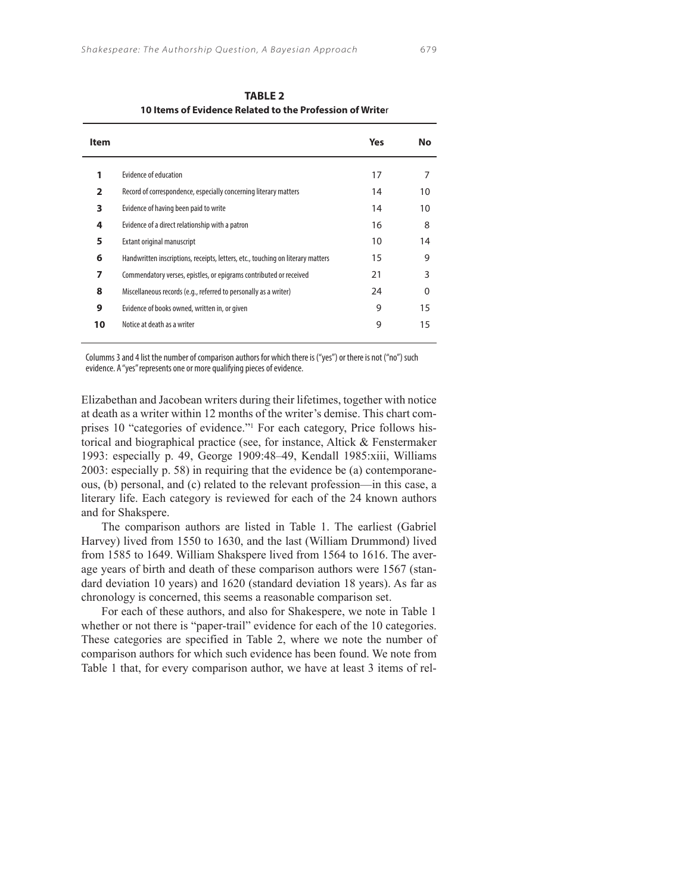**TABLE 2**
**10 Items of Evidence Related to the Profession of Writer**

| Item | | Yes | No |
|---|---|---|---|
| **1** | Evidence of education | 17 | 7 |
| **2** | Record of correspondence, especially concerning literary matters | 14 | 10 |
| **3** | Evidence of having been paid to write | 14 | 10 |
| **4** | Evidence of a direct relationship with a patron | 16 | 8 |
| **5** | Extant original manuscript | 10 | 14 |
| **6** | Handwritten inscriptions, receipts, letters, etc., touching on literary matters | 15 | 9 |
| **7** | Commendatory verses, epistles, or epigrams contributed or received | 21 | 3 |
| **8** | Miscellaneous records (e.g., referred to personally as a writer) | 24 | 0 |
| **9** | Evidence of books owned, written in, or given | 9 | 15 |
| **10** | Notice at death as a writer | 9 | 15 |

Columms 3 and 4 list the number of comparison authors for which there is ("yes") or there is not ("no") such evidence. A "yes" represents one or more qualifying pieces of evidence.

Elizabethan and Jacobean writers during their lifetimes, together with notice at death as a writer within 12 months of the writer's demise. This chart comprises 10 "categories of evidence."[1] For each category, Price follows historical and biographical practice (see, for instance, Altick & Fenstermaker 1993: especially p. 49, George 1909:48–49, Kendall 1985:xiii, Williams 2003: especially p. 58) in requiring that the evidence be (a) contemporaneous, (b) personal, and (c) related to the relevant profession—in this case, a literary life. Each category is reviewed for each of the 24 known authors and for Shakspere.

The comparison authors are listed in Table 1. The earliest (Gabriel Harvey) lived from 1550 to 1630, and the last (William Drummond) lived from 1585 to 1649. William Shakspere lived from 1564 to 1616. The average years of birth and death of these comparison authors were 1567 (standard deviation 10 years) and 1620 (standard deviation 18 years). As far as chronology is concerned, this seems a reasonable comparison set.

For each of these authors, and also for Shakespere, we note in Table 1 whether or not there is "paper-trail" evidence for each of the 10 categories. These categories are specified in Table 2, where we note the number of comparison authors for which such evidence has been found. We note from Table 1 that, for every comparison author, we have at least 3 items of rel-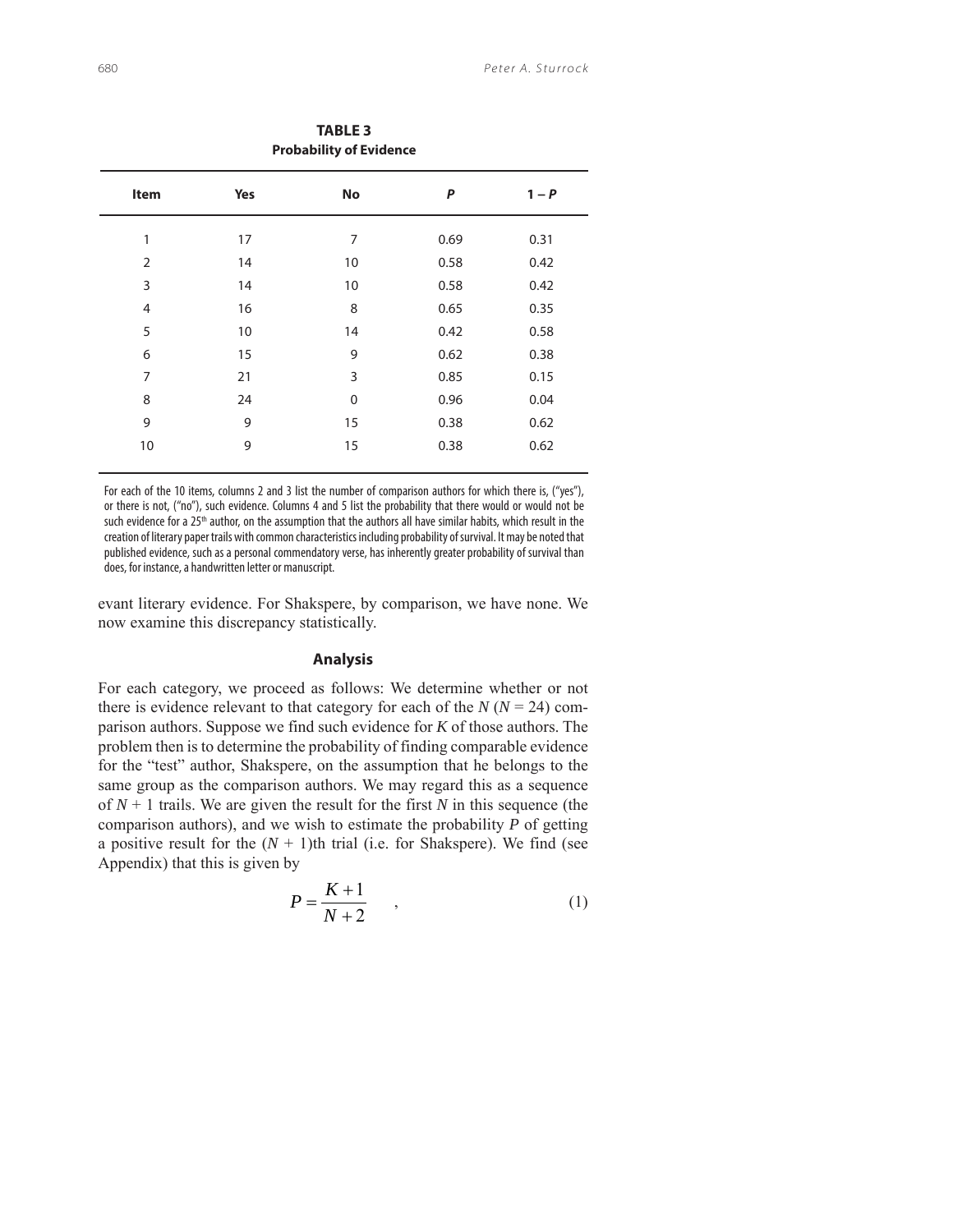**TABLE 3**
**Probability of Evidence**

| Item | Yes | No | *P* | 1 – *P* |
|---|---|---|---|---|
| 1 | 17 | 7 | 0.69 | 0.31 |
| 2 | 14 | 10 | 0.58 | 0.42 |
| 3 | 14 | 10 | 0.58 | 0.42 |
| 4 | 16 | 8 | 0.65 | 0.35 |
| 5 | 10 | 14 | 0.42 | 0.58 |
| 6 | 15 | 9 | 0.62 | 0.38 |
| 7 | 21 | 3 | 0.85 | 0.15 |
| 8 | 24 | 0 | 0.96 | 0.04 |
| 9 | 9 | 15 | 0.38 | 0.62 |
| 10 | 9 | 15 | 0.38 | 0.62 |

For each of the 10 items, columns 2 and 3 list the number of comparison authors for which there is, ("yes"), or there is not, ("no"), such evidence. Columns 4 and 5 list the probability that there would or would not be such evidence for a 25th author, on the assumption that the authors all have similar habits, which result in the creation of literary paper trails with common characteristics including probability of survival. It may be noted that published evidence, such as a personal commendatory verse, has inherently greater probability of survival than does, for instance, a handwritten letter or manuscript.

evant literary evidence. For Shakspere, by comparison, we have none. We now examine this discrepancy statistically.

### Analysis

For each category, we proceed as follows: We determine whether or not there is evidence relevant to that category for each of the $N$ ($N = 24$) comparison authors. Suppose we find such evidence for $K$ of those authors. The problem then is to determine the probability of finding comparable evidence for the "test" author, Shakspere, on the assumption that he belongs to the same group as the comparison authors. We may regard this as a sequence of $N + 1$ trails. We are given the result for the first $N$ in this sequence (the comparison authors), and we wish to estimate the probability $P$ of getting a positive result for the $(N + 1)$th trial (i.e. for Shakspere). We find (see Appendix) that this is given by

$$P = \frac{K+1}{N+2} \quad , \tag{1}$$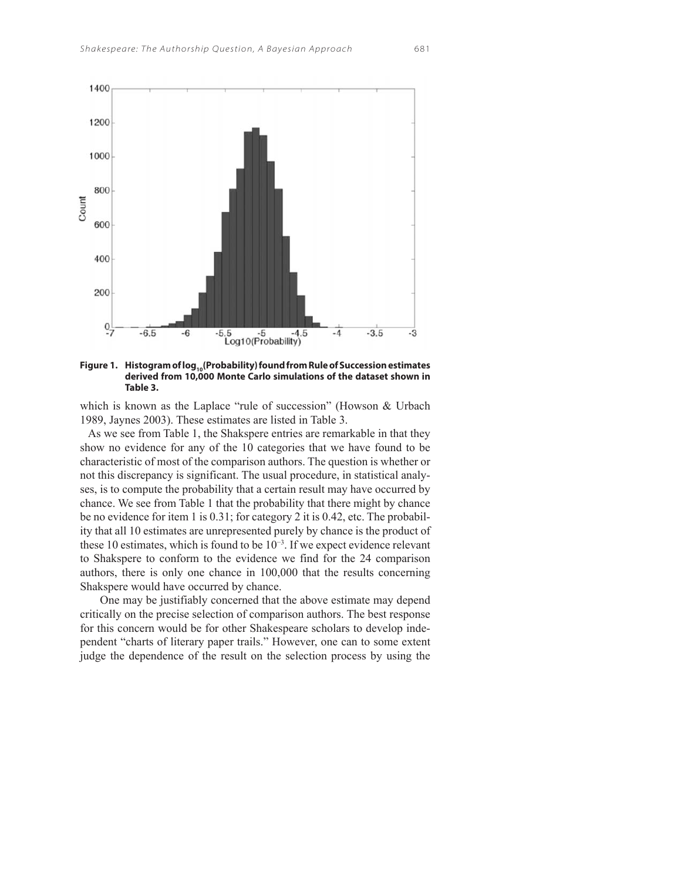**Figure 1. Histogram of $\log_{10}$(Probability) found from Rule of Succession estimates derived from 10,000 Monte Carlo simulations of the dataset shown in Table 3.**

which is known as the Laplace "rule of succession" (Howson & Urbach 1989, Jaynes 2003). These estimates are listed in Table 3.

As we see from Table 1, the Shakspere entries are remarkable in that they show no evidence for any of the 10 categories that we have found to be characteristic of most of the comparison authors. The question is whether or not this discrepancy is significant. The usual procedure, in statistical analyses, is to compute the probability that a certain result may have occurred by chance. We see from Table 1 that the probability that there might by chance be no evidence for item 1 is 0.31; for category 2 it is 0.42, etc. The probability that all 10 estimates are unrepresented purely by chance is the product of these 10 estimates, which is found to be $10^{-3}$. If we expect evidence relevant to Shakspere to conform to the evidence we find for the 24 comparison authors, there is only one chance in 100,000 that the results concerning Shakspere would have occurred by chance.

One may be justifiably concerned that the above estimate may depend critically on the precise selection of comparison authors. The best response for this concern would be for other Shakespeare scholars to develop independent "charts of literary paper trails." However, one can to some extent judge the dependence of the result on the selection process by using the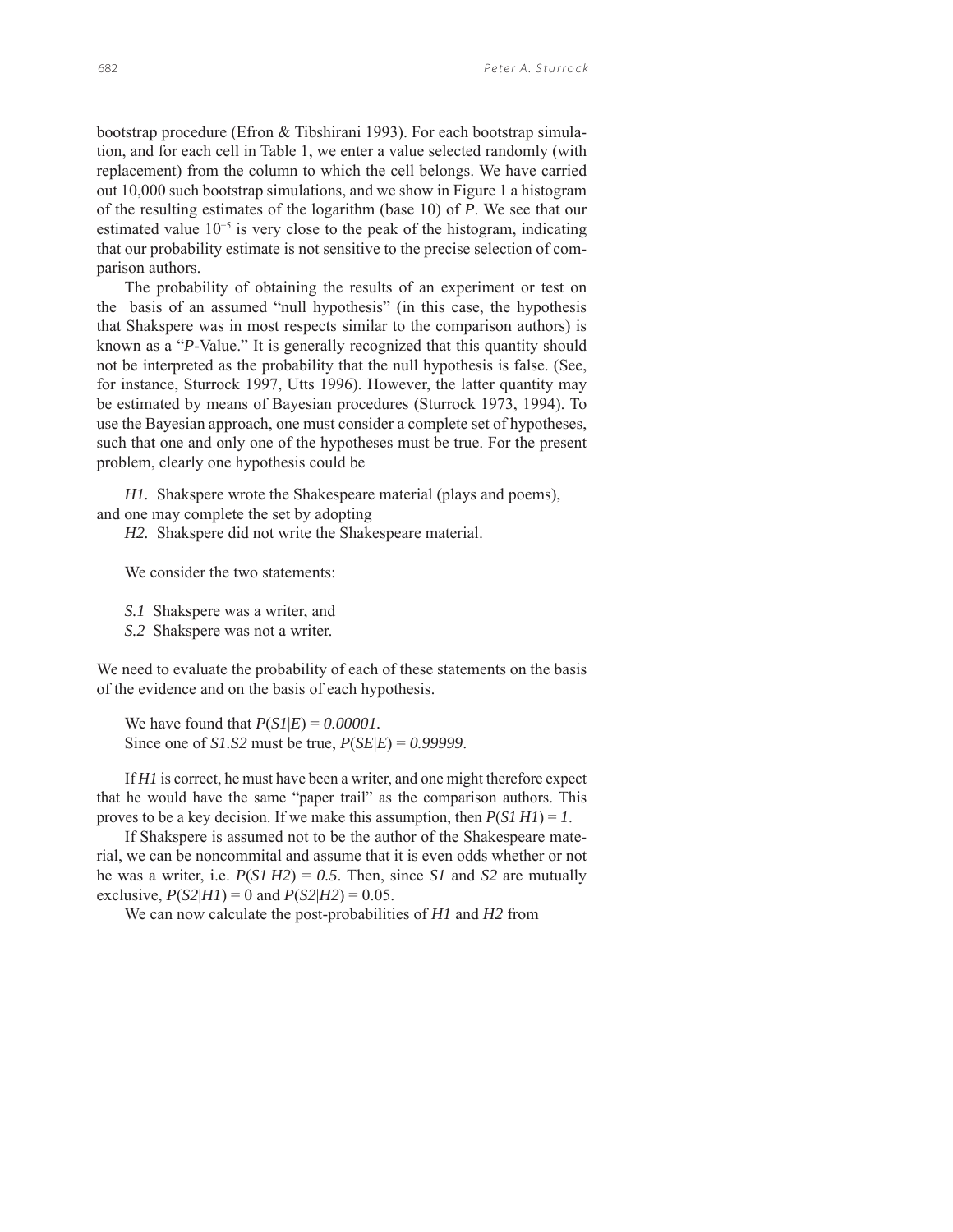bootstrap procedure (Efron & Tibshirani 1993). For each bootstrap simulation, and for each cell in Table 1, we enter a value selected randomly (with replacement) from the column to which the cell belongs. We have carried out 10,000 such bootstrap simulations, and we show in Figure 1 a histogram of the resulting estimates of the logarithm (base 10) of *P*. We see that our estimated value $10^{-5}$ is very close to the peak of the histogram, indicating that our probability estimate is not sensitive to the precise selection of comparison authors.

The probability of obtaining the results of an experiment or test on the basis of an assumed "null hypothesis" (in this case, the hypothesis that Shakspere was in most respects similar to the comparison authors) is known as a "*P*-Value." It is generally recognized that this quantity should not be interpreted as the probability that the null hypothesis is false. (See, for instance, Sturrock 1997, Utts 1996). However, the latter quantity may be estimated by means of Bayesian procedures (Sturrock 1973, 1994). To use the Bayesian approach, one must consider a complete set of hypotheses, such that one and only one of the hypotheses must be true. For the present problem, clearly one hypothesis could be

*H1.* Shakspere wrote the Shakespeare material (plays and poems),

and one may complete the set by adopting

*H2.* Shakspere did not write the Shakespeare material.

We consider the two statements:

*S.1* Shakspere was a writer, and

*S.2* Shakspere was not a writer.

We need to evaluate the probability of each of these statements on the basis of the evidence and on the basis of each hypothesis.

We have found that $P(S1|E) = 0.00001$.

Since one of *S1.S2* must be true, $P(SE|E) = 0.99999$.

If *H1* is correct, he must have been a writer, and one might therefore expect that he would have the same "paper trail" as the comparison authors. This proves to be a key decision. If we make this assumption, then $P(S1|H1) = 1$.

If Shakspere is assumed not to be the author of the Shakespeare material, we can be noncommital and assume that it is even odds whether or not he was a writer, i.e. $P(S1|H2) = 0.5$. Then, since *S1* and *S2* are mutually exclusive, $P(S2|H1) = 0$ and $P(S2|H2) = 0.05$.

We can now calculate the post-probabilities of *H1* and *H2* from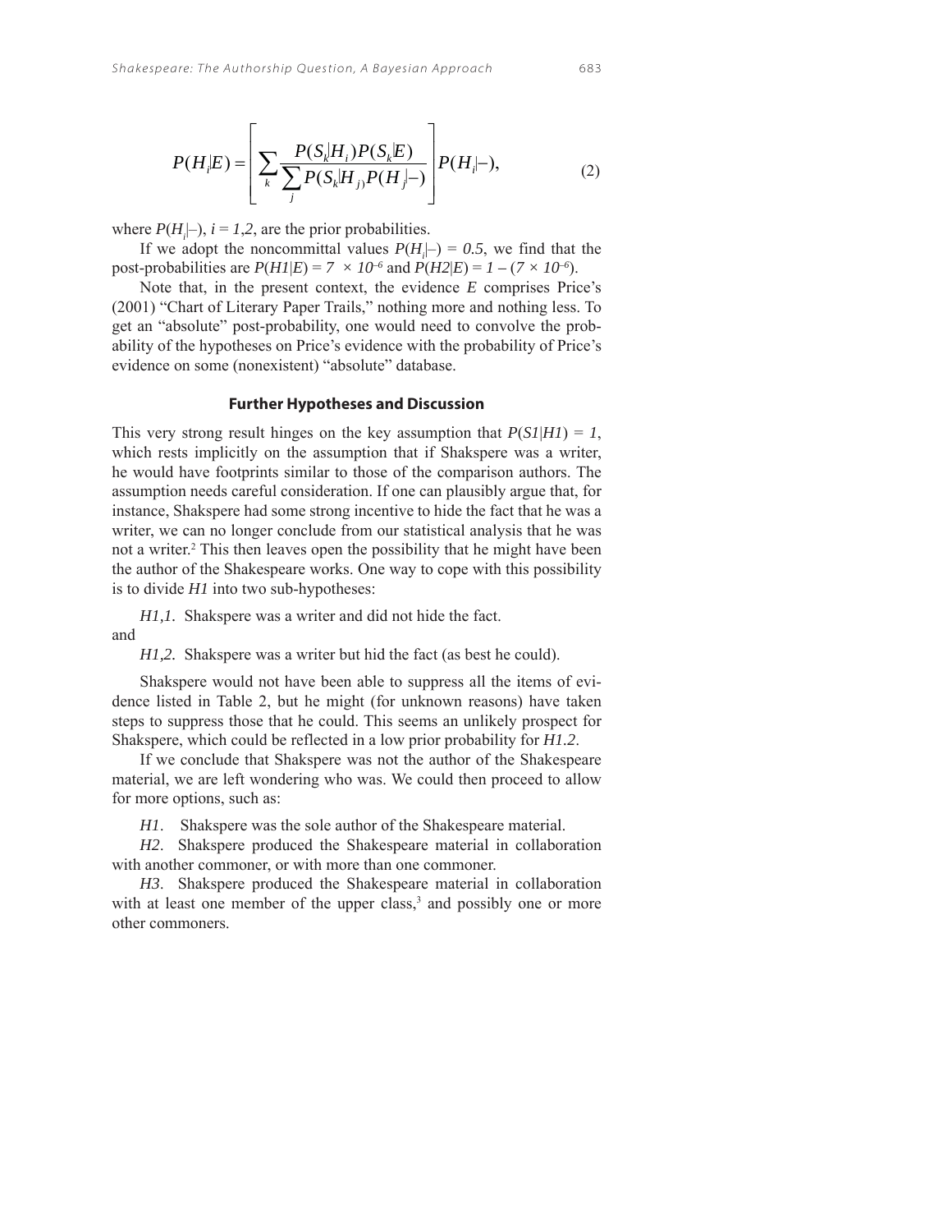$$P(H_i|E) = \left[ \sum_k \frac{P(S_k|H_i)P(S_k|E)}{\sum_j P(S_k|H_j)P(H_j|-)} \right] P(H_i|-), \tag{2}$$

where $P(H_i|-)$, $i = 1,2$, are the prior probabilities.

If we adopt the noncommittal values $P(H_i|-) = 0.5$, we find that the post-probabilities are $P(H1|E) = 7 \times 10^{-6}$ and $P(H2|E) = 1 - (7 \times 10^{-6})$.

Note that, in the present context, the evidence *E* comprises Price's (2001) "Chart of Literary Paper Trails," nothing more and nothing less. To get an "absolute" post-probability, one would need to convolve the probability of the hypotheses on Price's evidence with the probability of Price's evidence on some (nonexistent) "absolute" database.

### Further Hypotheses and Discussion

This very strong result hinges on the key assumption that $P(S1|H1) = 1$, which rests implicitly on the assumption that if Shakspere was a writer, he would have footprints similar to those of the comparison authors. The assumption needs careful consideration. If one can plausibly argue that, for instance, Shakspere had some strong incentive to hide the fact that he was a writer, we can no longer conclude from our statistical analysis that he was not a writer.[2] This then leaves open the possibility that he might have been the author of the Shakespeare works. One way to cope with this possibility is to divide *H1* into two sub-hypotheses:

*H1,1*. Shakspere was a writer and did not hide the fact.

and

*H1,2*. Shakspere was a writer but hid the fact (as best he could).

Shakspere would not have been able to suppress all the items of evidence listed in Table 2, but he might (for unknown reasons) have taken steps to suppress those that he could. This seems an unlikely prospect for Shakspere, which could be reflected in a low prior probability for *H1.2*.

If we conclude that Shakspere was not the author of the Shakespeare material, we are left wondering who was. We could then proceed to allow for more options, such as:

*H1*. Shakspere was the sole author of the Shakespeare material.

*H2*. Shakspere produced the Shakespeare material in collaboration with another commoner, or with more than one commoner.

*H3*. Shakspere produced the Shakespeare material in collaboration with at least one member of the upper class,[3] and possibly one or more other commoners.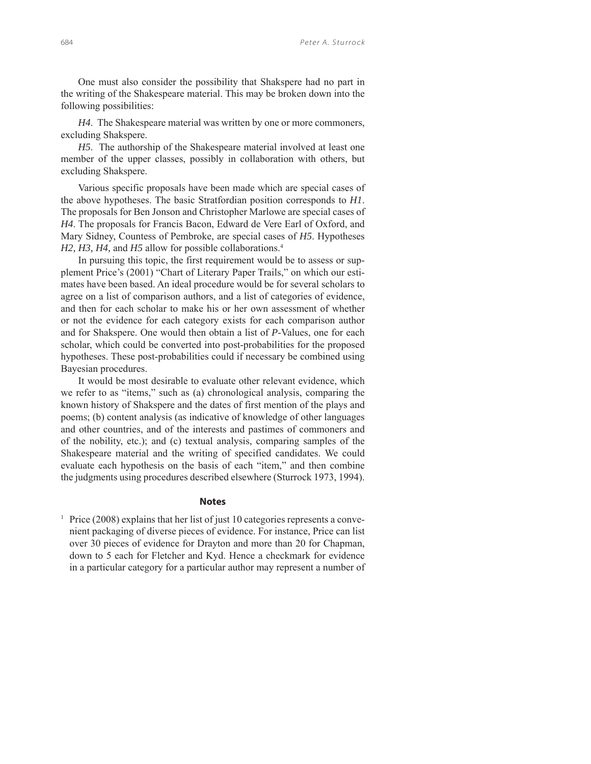One must also consider the possibility that Shakspere had no part in the writing of the Shakespeare material. This may be broken down into the following possibilities:

*H4*. The Shakespeare material was written by one or more commoners, excluding Shakspere.

*H5*. The authorship of the Shakespeare material involved at least one member of the upper classes, possibly in collaboration with others, but excluding Shakspere.

Various specific proposals have been made which are special cases of the above hypotheses. The basic Stratfordian position corresponds to *H1*. The proposals for Ben Jonson and Christopher Marlowe are special cases of *H4*. The proposals for Francis Bacon, Edward de Vere Earl of Oxford, and Mary Sidney, Countess of Pembroke, are special cases of *H5*. Hypotheses *H2, H3, H4,* and *H5* allow for possible collaborations.[4]

In pursuing this topic, the first requirement would be to assess or supplement Price's (2001) "Chart of Literary Paper Trails," on which our estimates have been based. An ideal procedure would be for several scholars to agree on a list of comparison authors, and a list of categories of evidence, and then for each scholar to make his or her own assessment of whether or not the evidence for each category exists for each comparison author and for Shakspere. One would then obtain a list of *P*-Values, one for each scholar, which could be converted into post-probabilities for the proposed hypotheses. These post-probabilities could if necessary be combined using Bayesian procedures.

It would be most desirable to evaluate other relevant evidence, which we refer to as "items," such as (a) chronological analysis, comparing the known history of Shakspere and the dates of first mention of the plays and poems; (b) content analysis (as indicative of knowledge of other languages and other countries, and of the interests and pastimes of commoners and of the nobility, etc.); and (c) textual analysis, comparing samples of the Shakespeare material and the writing of specified candidates. We could evaluate each hypothesis on the basis of each "item," and then combine the judgments using procedures described elsewhere (Sturrock 1973, 1994).

### Notes

[1] Price (2008) explains that her list of just 10 categories represents a convenient packaging of diverse pieces of evidence. For instance, Price can list over 30 pieces of evidence for Drayton and more than 20 for Chapman, down to 5 each for Fletcher and Kyd. Hence a checkmark for evidence in a particular category for a particular author may represent a number of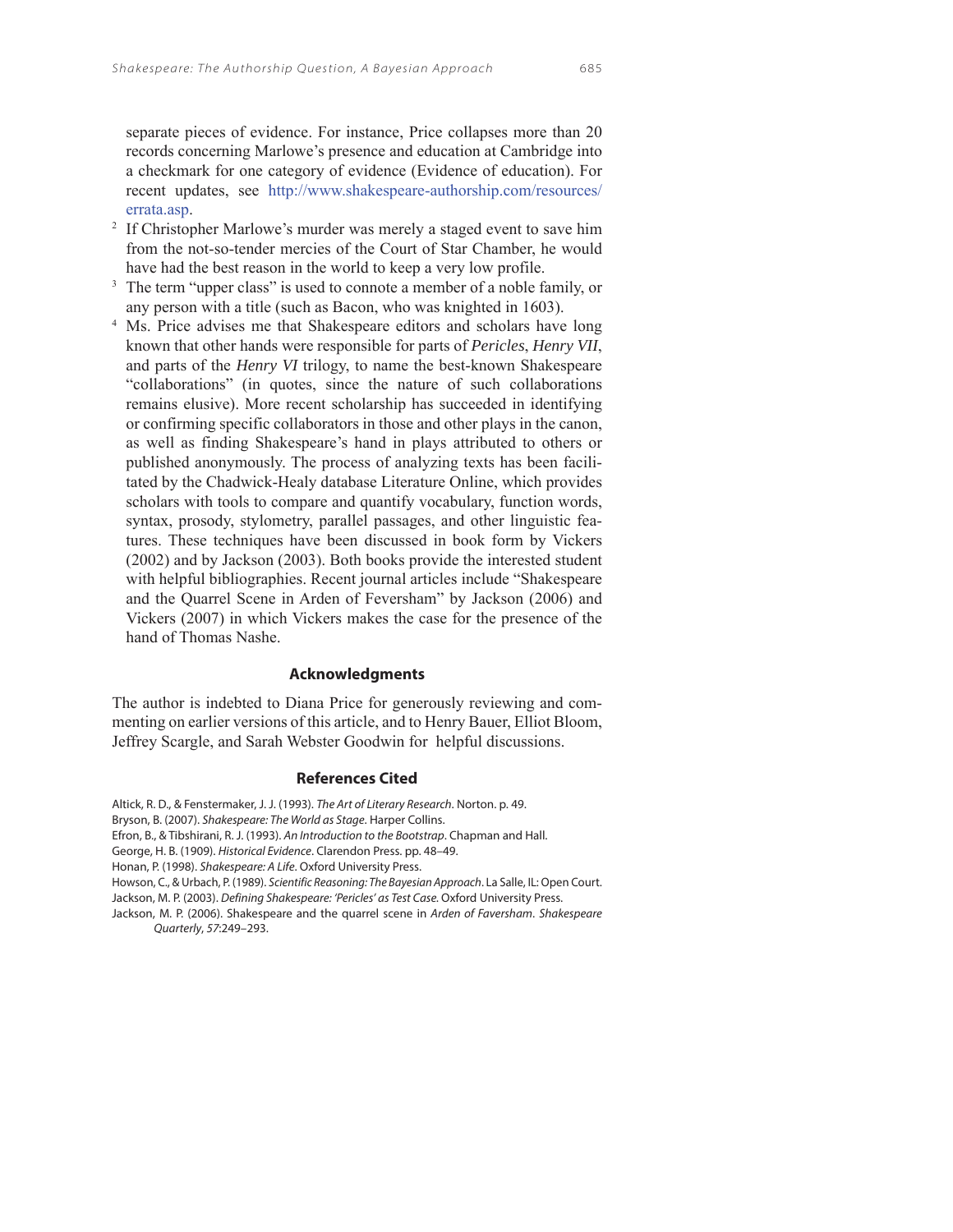separate pieces of evidence. For instance, Price collapses more than 20 records concerning Marlowe's presence and education at Cambridge into a checkmark for one category of evidence (Evidence of education). For recent updates, see http://www.shakespeare-authorship.com/resources/errata.asp.

[2] If Christopher Marlowe's murder was merely a staged event to save him from the not-so-tender mercies of the Court of Star Chamber, he would have had the best reason in the world to keep a very low profile.

[3] The term "upper class" is used to connote a member of a noble family, or any person with a title (such as Bacon, who was knighted in 1603).

[4] Ms. Price advises me that Shakespeare editors and scholars have long known that other hands were responsible for parts of *Pericles*, *Henry VII*, and parts of the *Henry VI* trilogy, to name the best-known Shakespeare "collaborations" (in quotes, since the nature of such collaborations remains elusive). More recent scholarship has succeeded in identifying or confirming specific collaborators in those and other plays in the canon, as well as finding Shakespeare's hand in plays attributed to others or published anonymously. The process of analyzing texts has been facilitated by the Chadwick-Healy database Literature Online, which provides scholars with tools to compare and quantify vocabulary, function words, syntax, prosody, stylometry, parallel passages, and other linguistic features. These techniques have been discussed in book form by Vickers (2002) and by Jackson (2003). Both books provide the interested student with helpful bibliographies. Recent journal articles include "Shakespeare and the Quarrel Scene in Arden of Feversham" by Jackson (2006) and Vickers (2007) in which Vickers makes the case for the presence of the hand of Thomas Nashe.

## Acknowledgments

The author is indebted to Diana Price for generously reviewing and commenting on earlier versions of this article, and to Henry Bauer, Elliot Bloom, Jeffrey Scargle, and Sarah Webster Goodwin for helpful discussions.

## References Cited

Altick, R. D., & Fenstermaker, J. J. (1993). *The Art of Literary Research*. Norton. p. 49.

Bryson, B. (2007). *Shakespeare: The World as Stage*. Harper Collins.

Efron, B., & Tibshirani, R. J. (1993). *An Introduction to the Bootstrap*. Chapman and Hall.

George, H. B. (1909). *Historical Evidence*. Clarendon Press. pp. 48–49.

Honan, P. (1998). *Shakespeare: A Life*. Oxford University Press.

Howson, C., & Urbach, P. (1989). *Scientific Reasoning: The Bayesian Approach*. La Salle, IL: Open Court.

Jackson, M. P. (2003). *Defining Shakespeare: 'Pericles' as Test Case*. Oxford University Press.

Jackson, M. P. (2006). Shakespeare and the quarrel scene in *Arden of Faversham*. *Shakespeare Quarterly*, *57*:249–293.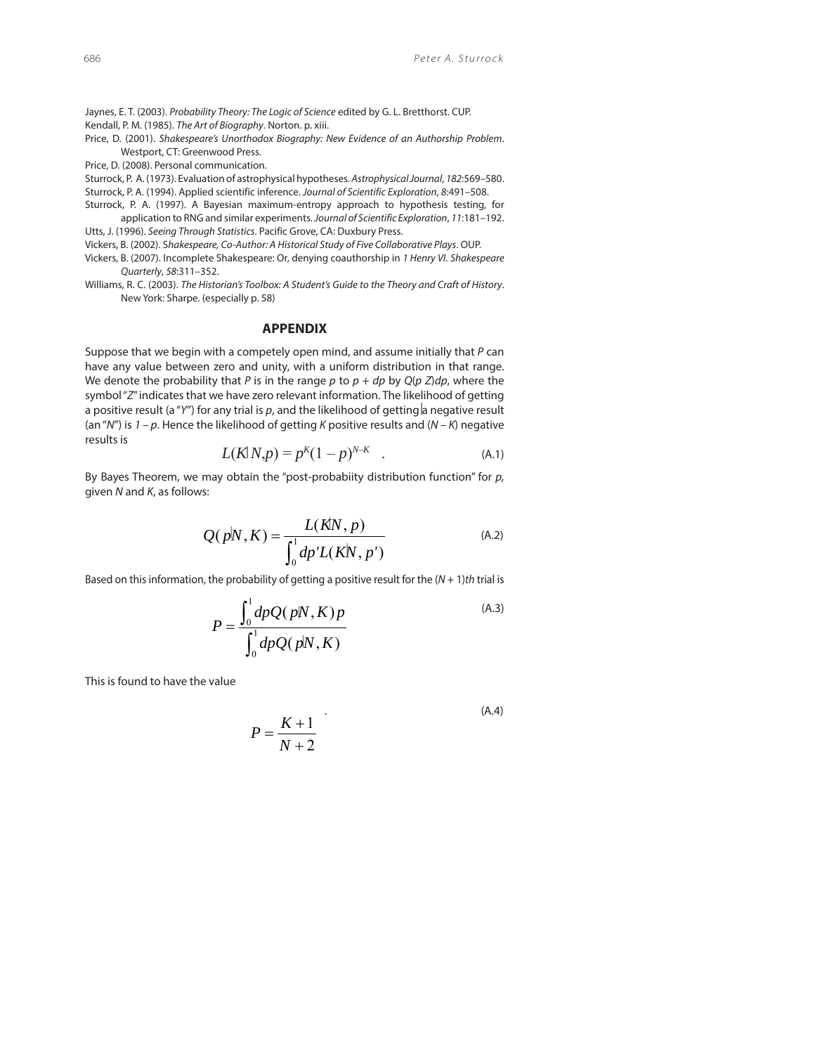Jaynes, E. T. (2003). *Probability Theory: The Logic of Science* edited by G. L. Bretthorst. CUP.

Kendall, P. M. (1985). *The Art of Biography*. Norton. p. xiii.

Price, D. (2001). *Shakespeare's Unorthodox Biography: New Evidence of an Authorship Problem*. Westport, CT: Greenwood Press.

Price, D. (2008). Personal communication.

Sturrock, P. A. (1973). Evaluation of astrophysical hypotheses. *Astrophysical Journal*, *182*:569–580.

Sturrock, P. A. (1994). Applied scientific inference. *Journal of Scientific Exploration*, *8*:491–508.

Sturrock, P. A. (1997). A Bayesian maximum-entropy approach to hypothesis testing, for application to RNG and similar experiments. *Journal of Scientific Exploration*, *11*:181–192.

Utts, J. (1996). *Seeing Through Statistics*. Pacific Grove, CA: Duxbury Press.

Vickers, B. (2002). S*hakespeare, Co-Author: A Historical Study of Five Collaborative Plays*. OUP.

Vickers, B. (2007). Incomplete Shakespeare: Or, denying coauthorship in *1 Henry VI*. *Shakespeare Quarterly*, *58*:311–352.

Williams, R. C. (2003). *The Historian's Toolbox: A Student's Guide to the Theory and Craft of History*. New York: Sharpe. (especially p. 58)

## APPENDIX

Suppose that we begin with a competely open mind, and assume initially that $P$ can have any value between zero and unity, with a uniform distribution in that range. We denote the probability that $P$ is in the range $p$ to $p + dp$ by $Q(p|Z)dp$, where the symbol "$Z$" indicates that we have zero relevant information. The likelihood of getting a positive result (a "$Y$") for any trial is $p$, and the likelihood of getting a negative result (an "$N$") is $1 - p$. Hence the likelihood of getting $K$ positive results and $(N - K)$ negative results is

$$L(K|N,p) = p^K(1-p)^{N-K} \quad . \tag{A.1}$$

By Bayes Theorem, we may obtain the "post-probabiity distribution function" for $p$, given $N$ and $K$, as follows:

$$Q(p|N,K) = \frac{L(K|N,p)}{\int_0^1 dp' L(K|N,p')} \tag{A.2}$$

Based on this information, the probability of getting a positive result for the $(N + 1)th$ trial is

$$P = \frac{\int_0^1 dp Q(p|N,K)\, p}{\int_0^1 dp Q(p|N,K)} \tag{A.3}$$

This is found to have the value

$$P = \frac{K+1}{N+2} \quad . \tag{A.4}$$